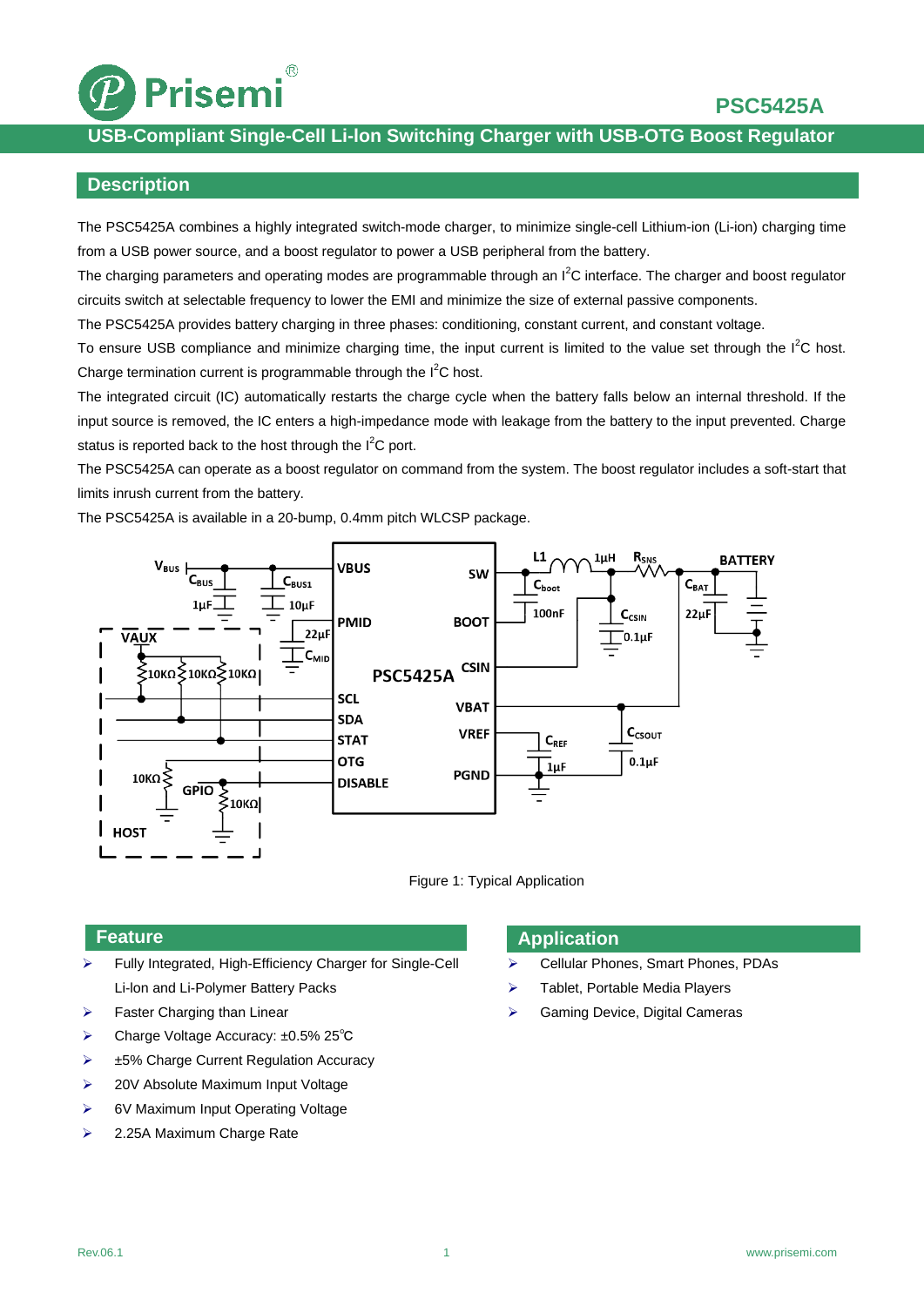# PSC5425A

## USB-Compliant Single-Cell Li-Ion Switching Charger with USB-OTG Boost Regulator

## Description

The PSC5425A combines a highly integrated switch-mode charger, to minimize single-cell Lithium-ion (Li-ion) charging time from a USB power source, and a boost regulator to power a USB peripheral from the battery.

The charging parameters and operating modes are programmable through an $I^2C$ interface. The charger and boost regulator circuits switch at selectable frequency to lower the EMI and minimize the size of external passive components.

The PSC5425A provides battery charging in three phases: conditioning, constant current, and constant voltage.

To ensure USB compliance and minimize charging time, the input current is limited to the value set through the $I^2C$ host. Charge termination current is programmable through the $I^2C$ host.

The integrated circuit (IC) automatically restarts the charge cycle when the battery falls below an internal threshold. If the input source is removed, the IC enters a high-impedance mode with leakage from the battery to the input prevented. Charge status is reported back to the host through the $I^2C$ port.

The PSC5425A can operate as a boost regulator on command from the system. The boost regulator includes a soft-start that limits inrush current from the battery.

The PSC5425A is available in a 20-bump, 0.4mm pitch WLCSP package.

Figure 1: Typical Application

## Feature

- Fully Integrated, High-Efficiency Charger for Single-Cell Li-Ion and Li-Polymer Battery Packs
- Faster Charging than Linear
- Charge Voltage Accuracy: ±0.5% 25℃
- ±5% Charge Current Regulation Accuracy
- 20V Absolute Maximum Input Voltage
- 6V Maximum Input Operating Voltage
- 2.25A Maximum Charge Rate

## Application

- Cellular Phones, Smart Phones, PDAs
- Tablet, Portable Media Players
- Gaming Device, Digital Cameras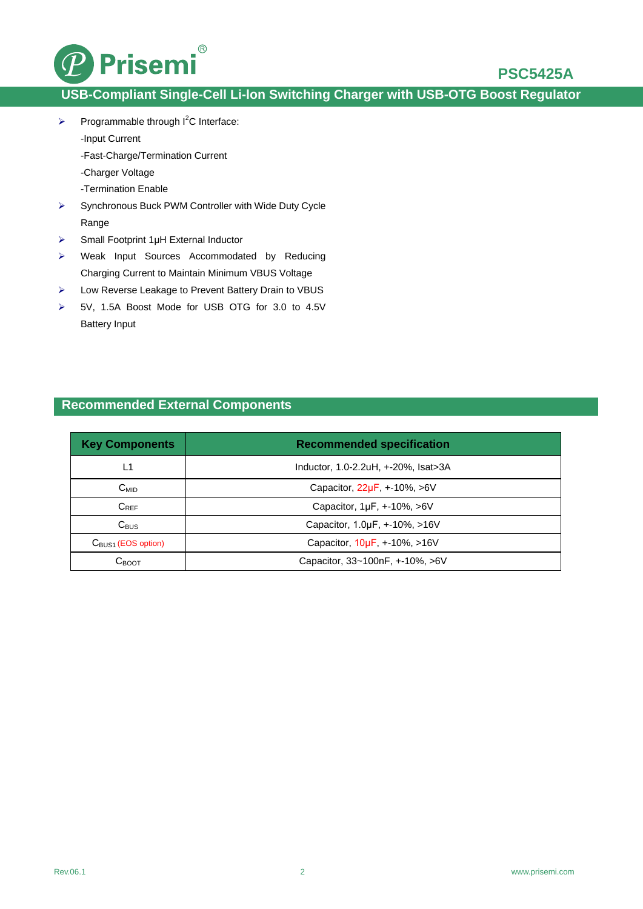- Programmable through $I^2C$ Interface:
  - -Input Current
  - -Fast-Charge/Termination Current
  - -Charger Voltage
  - -Termination Enable
- Synchronous Buck PWM Controller with Wide Duty Cycle Range
- Small Footprint 1μH External Inductor
- Weak Input Sources Accommodated by Reducing Charging Current to Maintain Minimum VBUS Voltage
- Low Reverse Leakage to Prevent Battery Drain to VBUS
- 5V, 1.5A Boost Mode for USB OTG for 3.0 to 4.5V Battery Input

## Recommended External Components

| Key Components | Recommended specification |
|---|---|
| L1 | Inductor, 1.0-2.2uH, +-20%, Isat>3A |
| $C_{MID}$ | Capacitor, 22μF, +-10%, >6V |
| $C_{REF}$ | Capacitor, 1μF, +-10%, >6V |
| $C_{BUS}$ | Capacitor, 1.0μF, +-10%, >16V |
| $C_{BUS1}$ (EOS option) | Capacitor, 10μF, +-10%, >16V |
| $C_{BOOT}$ | Capacitor, 33~100nF, +-10%, >6V |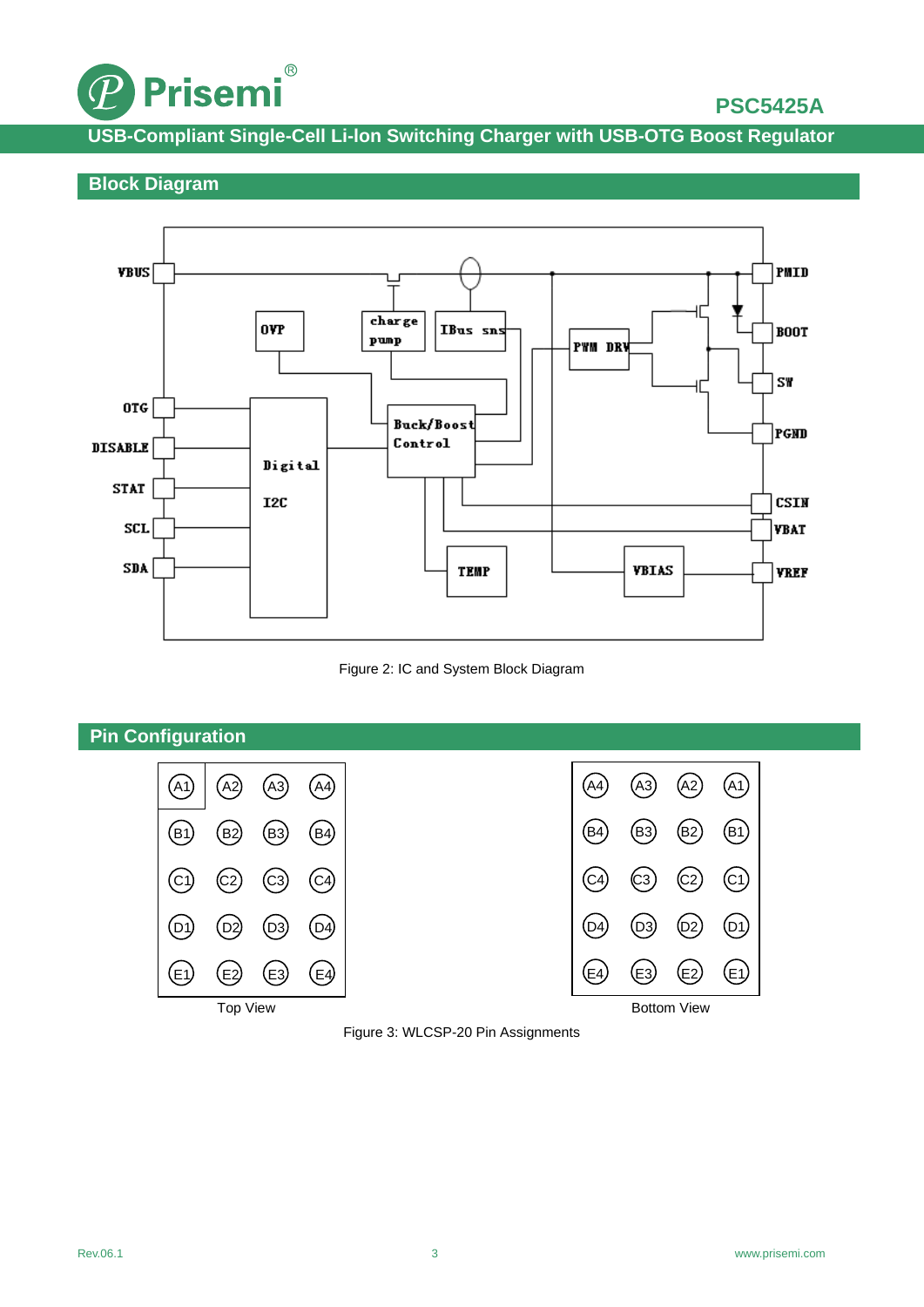## Block Diagram

Figure 2: IC and System Block Diagram

## Pin Configuration

| A1 | A2 | A3 | A4 |
|---|---|---|---|
| B1 | B2 | B3 | B4 |
| C1 | C2 | C3 | C4 |
| D1 | D2 | D3 | D4 |
| E1 | E2 | E3 | E4 |

Top View

| A4 | A3 | A2 | A1 |
|---|---|---|---|
| B4 | B3 | B2 | B1 |
| C4 | C3 | C2 | C1 |
| D4 | D3 | D2 | D1 |
| E4 | E3 | E2 | E1 |

Bottom View

Figure 3: WLCSP-20 Pin Assignments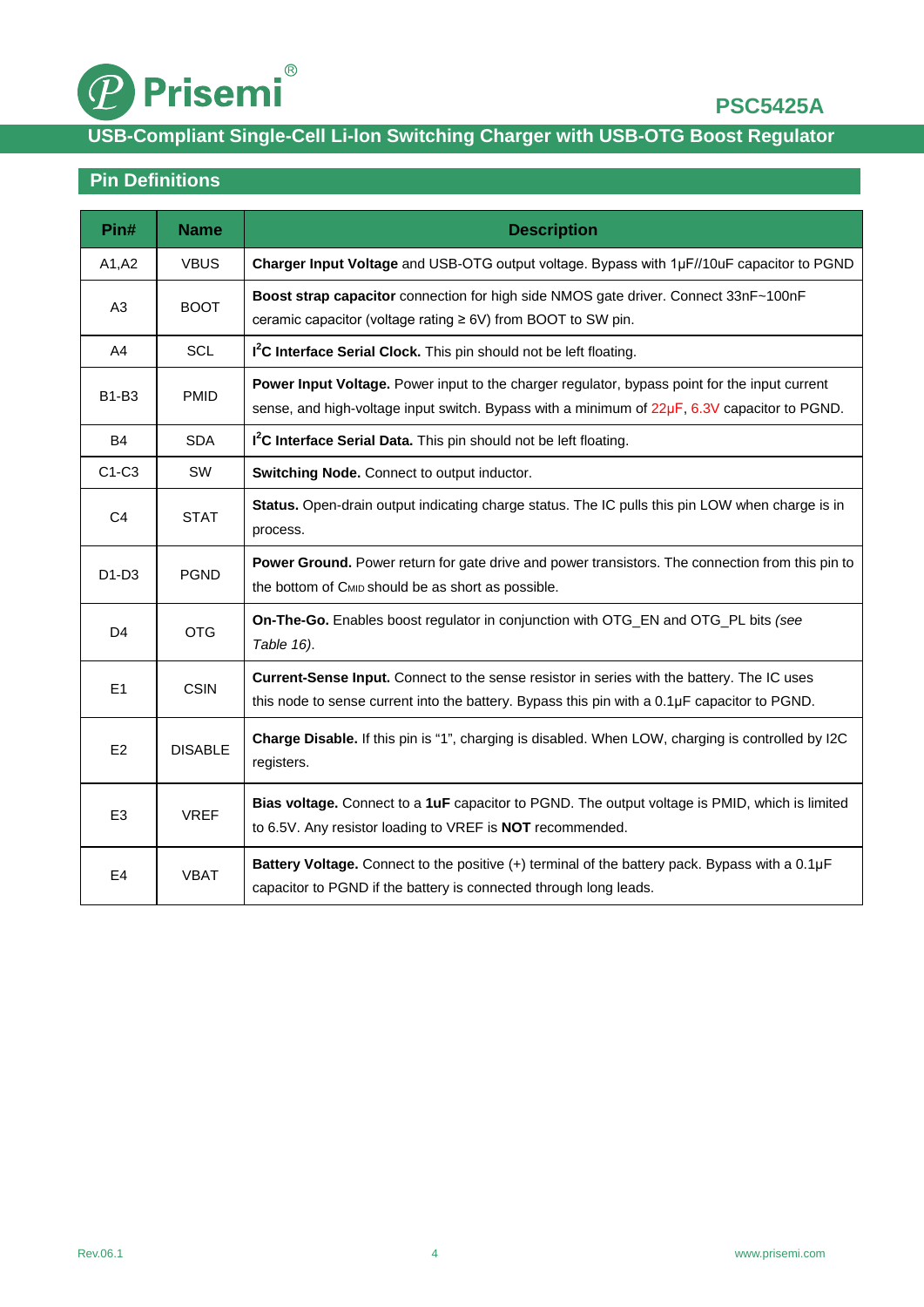## Pin Definitions

| Pin# | Name | Description |
|---|---|---|
| A1,A2 | VBUS | **Charger Input Voltage** and USB-OTG output voltage. Bypass with 1μF//10uF capacitor to PGND |
| A3 | BOOT | **Boost strap capacitor** connection for high side NMOS gate driver. Connect 33nF~100nF ceramic capacitor (voltage rating ≥ 6V) from BOOT to SW pin. |
| A4 | SCL | **$I^2C$ Interface Serial Clock.** This pin should not be left floating. |
| B1-B3 | PMID | **Power Input Voltage.** Power input to the charger regulator, bypass point for the input current sense, and high-voltage input switch. Bypass with a minimum of 22μF, 6.3V capacitor to PGND. |
| B4 | SDA | **$I^2C$ Interface Serial Data.** This pin should not be left floating. |
| C1-C3 | SW | **Switching Node.** Connect to output inductor. |
| C4 | STAT | **Status.** Open-drain output indicating charge status. The IC pulls this pin LOW when charge is in process. |
| D1-D3 | PGND | **Power Ground.** Power return for gate drive and power transistors. The connection from this pin to the bottom of $C_{MID}$ should be as short as possible. |
| D4 | OTG | **On-The-Go.** Enables boost regulator in conjunction with OTG_EN and OTG_PL bits *(see Table 16)*. |
| E1 | CSIN | **Current-Sense Input.** Connect to the sense resistor in series with the battery. The IC uses this node to sense current into the battery. Bypass this pin with a 0.1μF capacitor to PGND. |
| E2 | DISABLE | **Charge Disable.** If this pin is "1", charging is disabled. When LOW, charging is controlled by I2C registers. |
| E3 | VREF | **Bias voltage.** Connect to a **1uF** capacitor to PGND. The output voltage is PMID, which is limited to 6.5V. Any resistor loading to VREF is **NOT** recommended. |
| E4 | VBAT | **Battery Voltage.** Connect to the positive (+) terminal of the battery pack. Bypass with a 0.1μF capacitor to PGND if the battery is connected through long leads. |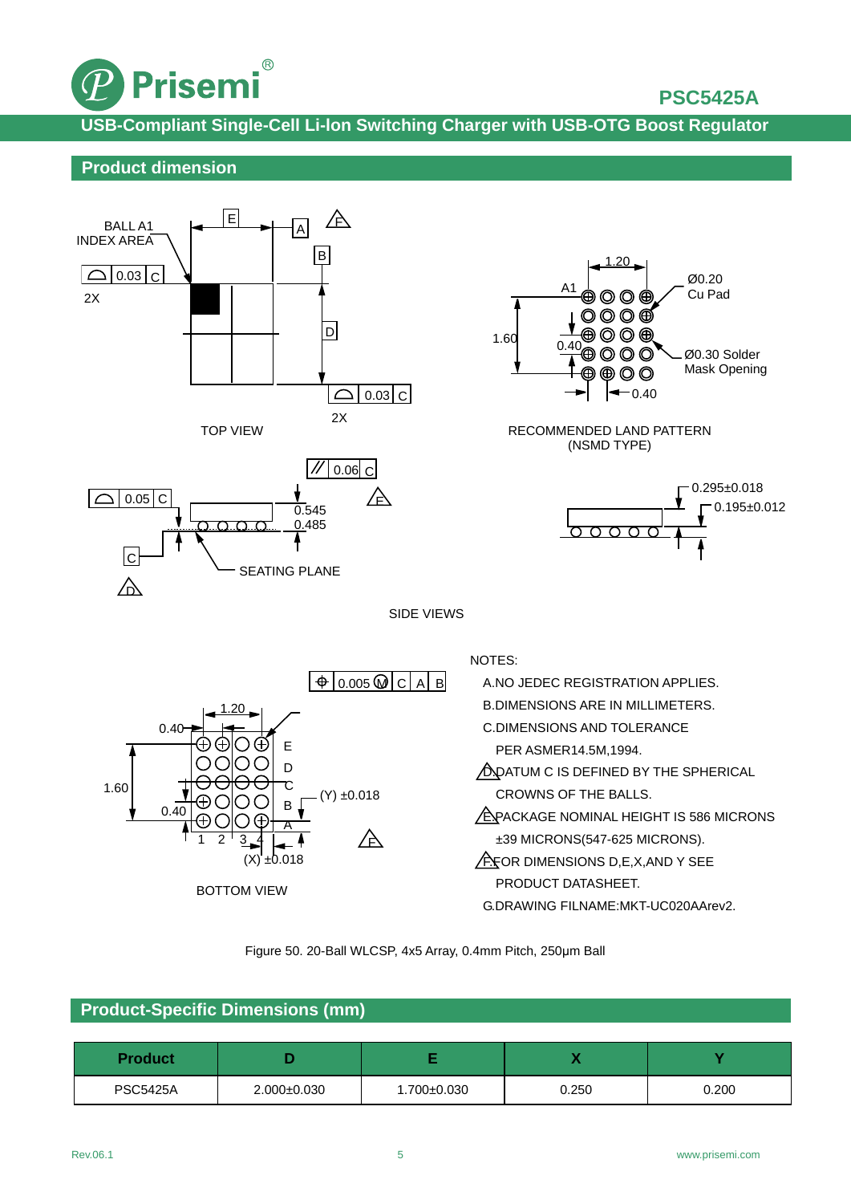## Product dimension

TOP VIEW

RECOMMENDED LAND PATTERN (NSMD TYPE)

SIDE VIEWS

BOTTOM VIEW

NOTES:

A. NO JEDEC REGISTRATION APPLIES.

B. DIMENSIONS ARE IN MILLIMETERS.

C. DIMENSIONS AND TOLERANCE PER ASMER14.5M,1994.

D. DATUM C IS DEFINED BY THE SPHERICAL CROWNS OF THE BALLS.

E. PACKAGE NOMINAL HEIGHT IS 586 MICRONS ±39 MICRONS(547-625 MICRONS).

F. FOR DIMENSIONS D,E,X,AND Y SEE PRODUCT DATASHEET.

G. DRAWING FILNAME:MKT-UC020AArev2.

Figure 50. 20-Ball WLCSP, 4x5 Array, 0.4mm Pitch, 250µm Ball

## Product-Specific Dimensions (mm)

| Product | D | E | X | Y |
|---|---|---|---|---|
| PSC5425A | 2.000±0.030 | 1.700±0.030 | 0.250 | 0.200 |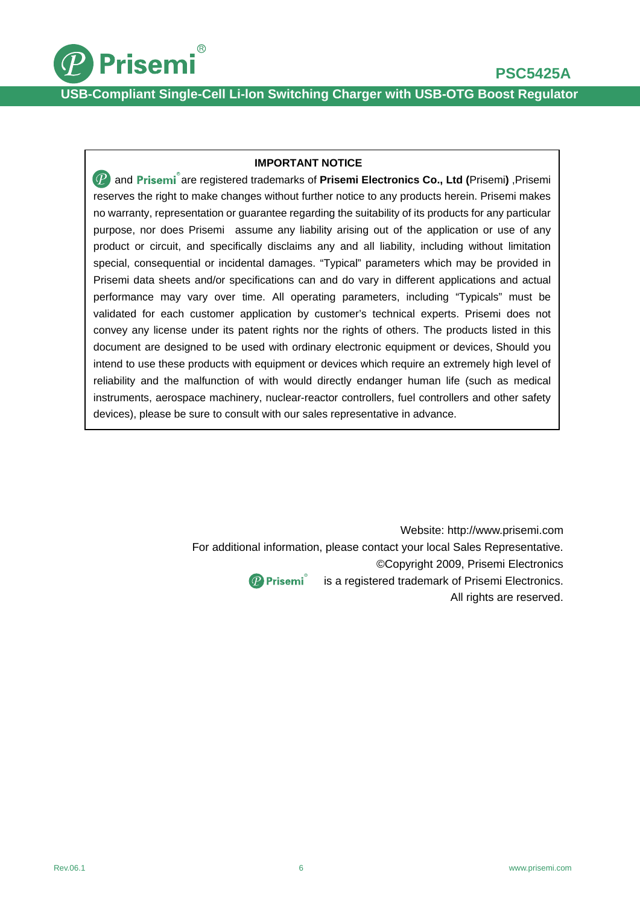**IMPORTANT NOTICE**

and **Prisemi**® are registered trademarks of **Prisemi Electronics Co., Ltd (**Prisemi**)** ,Prisemi reserves the right to make changes without further notice to any products herein. Prisemi makes no warranty, representation or guarantee regarding the suitability of its products for any particular purpose, nor does Prisemi assume any liability arising out of the application or use of any product or circuit, and specifically disclaims any and all liability, including without limitation special, consequential or incidental damages. “Typical” parameters which may be provided in Prisemi data sheets and/or specifications can and do vary in different applications and actual performance may vary over time. All operating parameters, including “Typicals” must be validated for each customer application by customer’s technical experts. Prisemi does not convey any license under its patent rights nor the rights of others. The products listed in this document are designed to be used with ordinary electronic equipment or devices, Should you intend to use these products with equipment or devices which require an extremely high level of reliability and the malfunction of with would directly endanger human life (such as medical instruments, aerospace machinery, nuclear-reactor controllers, fuel controllers and other safety devices), please be sure to consult with our sales representative in advance.

Website: http://www.prisemi.com

For additional information, please contact your local Sales Representative.

©Copyright 2009, Prisemi Electronics

Prisemi® is a registered trademark of Prisemi Electronics.

All rights are reserved.